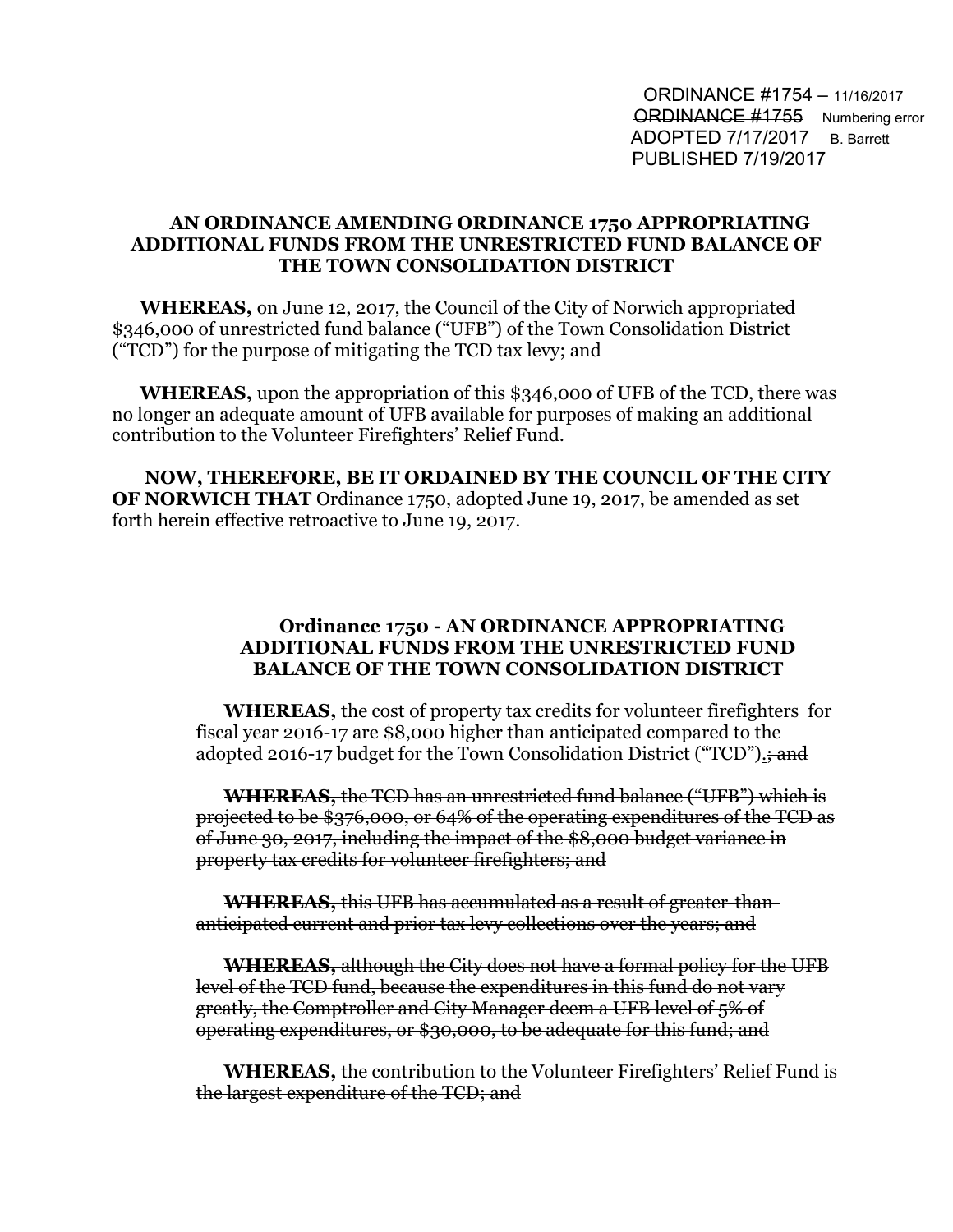ORDINANCE #1754 – 11/16/2017
~~ORDINANCE #1755~~ Numbering error
ADOPTED 7/17/2017 B. Barrett
PUBLISHED 7/19/2017

**AN ORDINANCE AMENDING ORDINANCE 1750 APPROPRIATING ADDITIONAL FUNDS FROM THE UNRESTRICTED FUND BALANCE OF THE TOWN CONSOLIDATION DISTRICT**

**WHEREAS,** on June 12, 2017, the Council of the City of Norwich appropriated $346,000 of unrestricted fund balance ("UFB") of the Town Consolidation District ("TCD") for the purpose of mitigating the TCD tax levy; and

**WHEREAS,** upon the appropriation of this $346,000 of UFB of the TCD, there was no longer an adequate amount of UFB available for purposes of making an additional contribution to the Volunteer Firefighters' Relief Fund.

**NOW, THEREFORE, BE IT ORDAINED BY THE COUNCIL OF THE CITY OF NORWICH THAT** Ordinance 1750, adopted June 19, 2017, be amended as set forth herein effective retroactive to June 19, 2017.

**Ordinance 1750 - AN ORDINANCE APPROPRIATING ADDITIONAL FUNDS FROM THE UNRESTRICTED FUND BALANCE OF THE TOWN CONSOLIDATION DISTRICT**

**WHEREAS,** the cost of property tax credits for volunteer firefighters for fiscal year 2016-17 are $8,000 higher than anticipated compared to the adopted 2016-17 budget for the Town Consolidation District ("TCD")~~; and~~.

~~**WHEREAS,** the TCD has an unrestricted fund balance ("UFB") which is projected to be $376,000, or 64% of the operating expenditures of the TCD as of June 30, 2017, including the impact of the $8,000 budget variance in property tax credits for volunteer firefighters; and~~

~~**WHEREAS,** this UFB has accumulated as a result of greater-than-anticipated current and prior tax levy collections over the years; and~~

~~**WHEREAS,** although the City does not have a formal policy for the UFB level of the TCD fund, because the expenditures in this fund do not vary greatly, the Comptroller and City Manager deem a UFB level of 5% of operating expenditures, or $30,000, to be adequate for this fund; and~~

~~**WHEREAS,** the contribution to the Volunteer Firefighters' Relief Fund is the largest expenditure of the TCD; and~~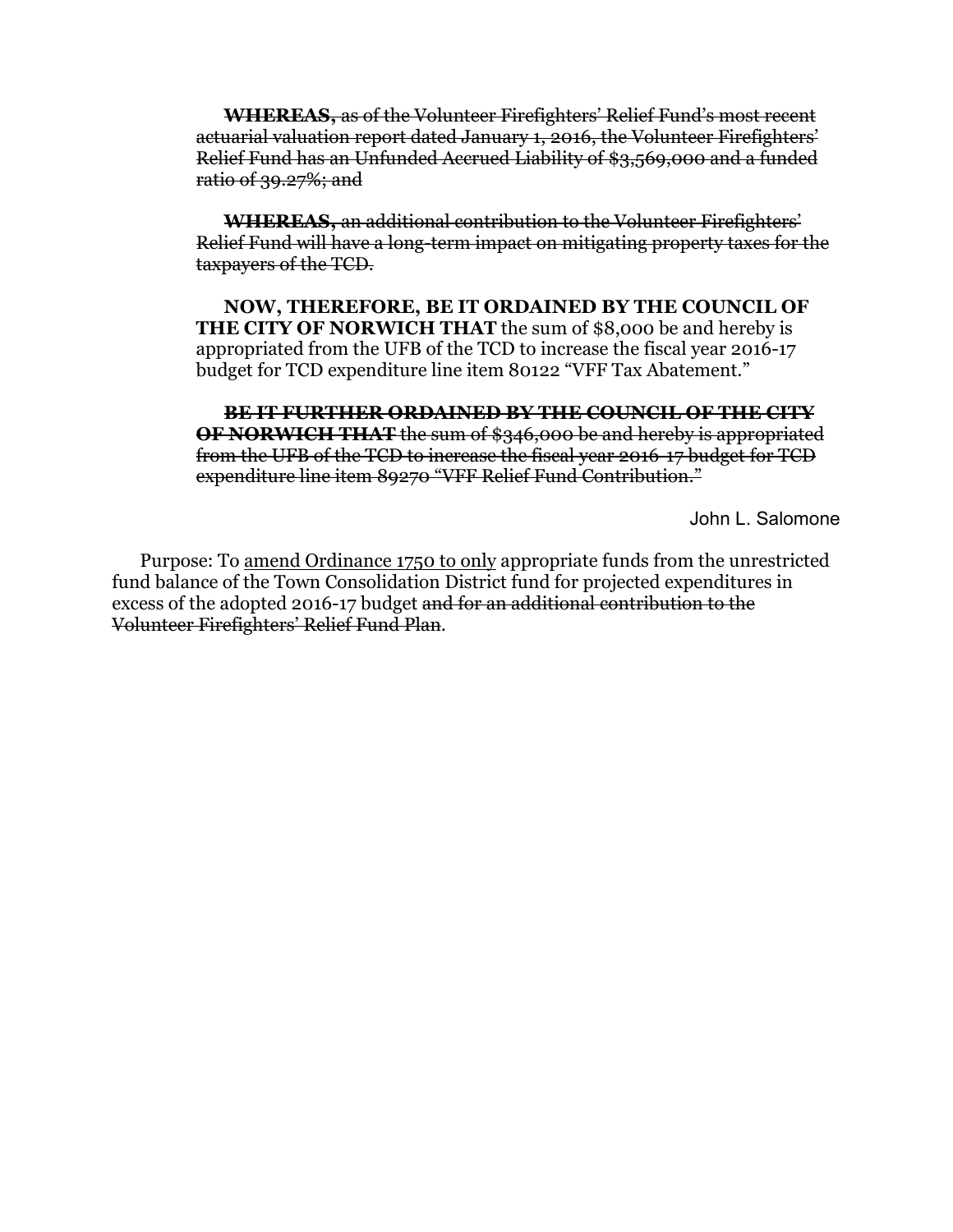~~**WHEREAS,** as of the Volunteer Firefighters' Relief Fund's most recent actuarial valuation report dated January 1, 2016, the Volunteer Firefighters' Relief Fund has an Unfunded Accrued Liability of $3,569,000 and a funded ratio of 39.27%; and~~

~~**WHEREAS,** an additional contribution to the Volunteer Firefighters' Relief Fund will have a long-term impact on mitigating property taxes for the taxpayers of the TCD.~~

**NOW, THEREFORE, BE IT ORDAINED BY THE COUNCIL OF THE CITY OF NORWICH THAT** the sum of $8,000 be and hereby is appropriated from the UFB of the TCD to increase the fiscal year 2016-17 budget for TCD expenditure line item 80122 "VFF Tax Abatement."

~~**BE IT FURTHER ORDAINED BY THE COUNCIL OF THE CITY OF NORWICH THAT** the sum of $346,000 be and hereby is appropriated from the UFB of the TCD to increase the fiscal year 2016-17 budget for TCD expenditure line item 89270 "VFF Relief Fund Contribution."~~

John L. Salomone

Purpose: To <u>amend Ordinance 1750 to only</u> appropriate funds from the unrestricted fund balance of the Town Consolidation District fund for projected expenditures in excess of the adopted 2016-17 budget ~~and for an additional contribution to the Volunteer Firefighters' Relief Fund Plan~~.